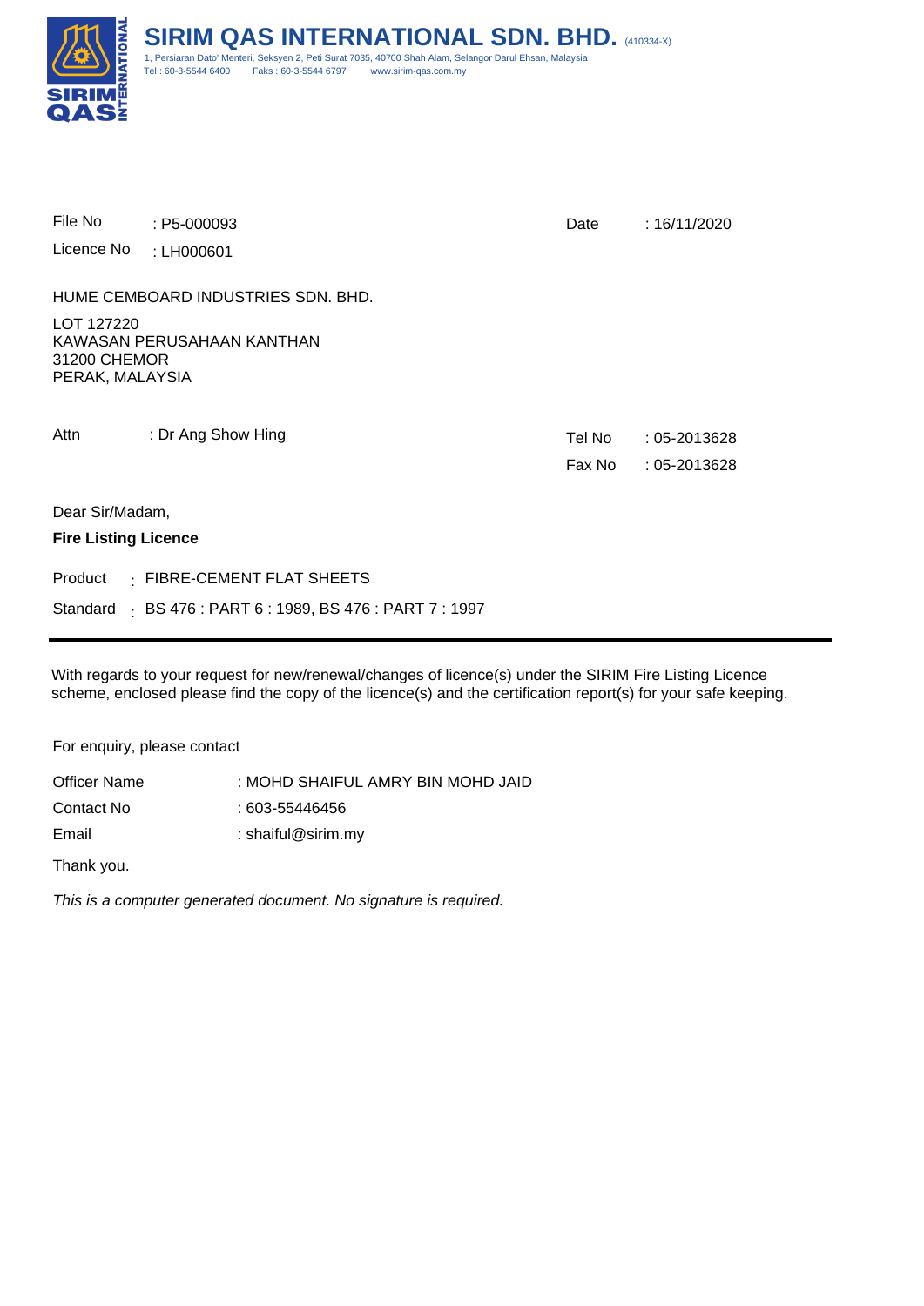# SIRIM QAS INTERNATIONAL SDN. BHD. (410334-X)

1, Persiaran Dato' Menteri, Seksyen 2, Peti Surat 7035, 40700 Shah Alam, Selangor Darul Ehsan, Malaysia
Tel : 60-3-5544 6400  Faks : 60-3-5544 6797  www.sirim-qas.com.my

File No : P5-000093  
Licence No : LH000601

Date : 16/11/2020

HUME CEMBOARD INDUSTRIES SDN. BHD.

LOT 127220  
KAWASAN PERUSAHAAN KANTHAN  
31200 CHEMOR  
PERAK, MALAYSIA

Attn : Dr Ang Show Hing

Tel No : 05-2013628  
Fax No : 05-2013628

Dear Sir/Madam,

**Fire Listing Licence**

Product : FIBRE-CEMENT FLAT SHEETS

Standard : BS 476 : PART 6 : 1989, BS 476 : PART 7 : 1997

---

With regards to your request for new/renewal/changes of licence(s) under the SIRIM Fire Listing Licence scheme, enclosed please find the copy of the licence(s) and the certification report(s) for your safe keeping.

For enquiry, please contact

Officer Name : MOHD SHAIFUL AMRY BIN MOHD JAID  
Contact No : 603-55446456  
Email : shaiful@sirim.my

Thank you.

*This is a computer generated document. No signature is required.*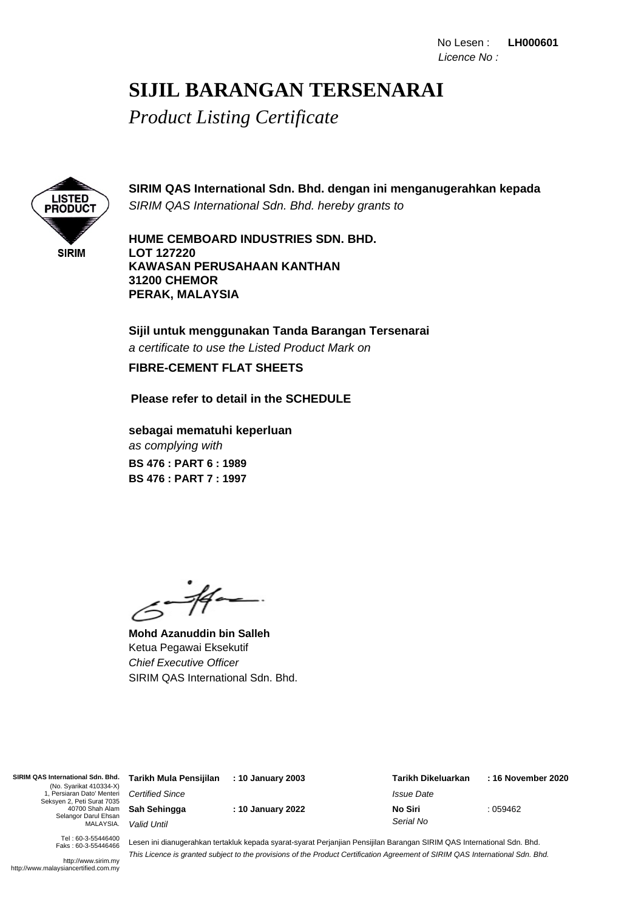No Lesen : **LH000601**
*Licence No :*

# SIJIL BARANGAN TERSENARAI

*Product Listing Certificate*

LISTED PRODUCT
SIRIM

**SIRIM QAS International Sdn. Bhd. dengan ini menganugerahkan kepada**
*SIRIM QAS International Sdn. Bhd. hereby grants to*

**HUME CEMBOARD INDUSTRIES SDN. BHD.**
**LOT 127220**
**KAWASAN PERUSAHAAN KANTHAN**
**31200 CHEMOR**
**PERAK, MALAYSIA**

**Sijil untuk menggunakan Tanda Barangan Tersenarai**
*a certificate to use the Listed Product Mark on*

**FIBRE-CEMENT FLAT SHEETS**

**Please refer to detail in the SCHEDULE**

**sebagai mematuhi keperluan**
*as complying with*
**BS 476 : PART 6 : 1989**
**BS 476 : PART 7 : 1997**

**Mohd Azanuddin bin Salleh**
Ketua Pegawai Eksekutif
*Chief Executive Officer*
SIRIM QAS International Sdn. Bhd.

**SIRIM QAS International Sdn. Bhd.**
(No. Syarikat 410334-X)
1, Persiaran Dato' Menteri
Seksyen 2, Peti Surat 7035
40700 Shah Alam
Selangor Darul Ehsan
MALAYSIA.

Tel : 60-3-55446400
Faks : 60-3-55446466

http://www.sirim.my
http://www.malaysiancertified.com.my

| | | | |
|---|---|---|---|
| **Tarikh Mula Pensijilan** *Certified Since* | **: 10 January 2003** | **Tarikh Dikeluarkan** *Issue Date* | **: 16 November 2020** |
| **Sah Sehingga** *Valid Until* | **: 10 January 2022** | **No Siri** *Serial No* | : 059462 |

Lesen ini dianugerahkan tertakluk kepada syarat-syarat Perjanjian Pensijilan Barangan SIRIM QAS International Sdn. Bhd.
*This Licence is granted subject to the provisions of the Product Certification Agreement of SIRIM QAS International Sdn. Bhd.*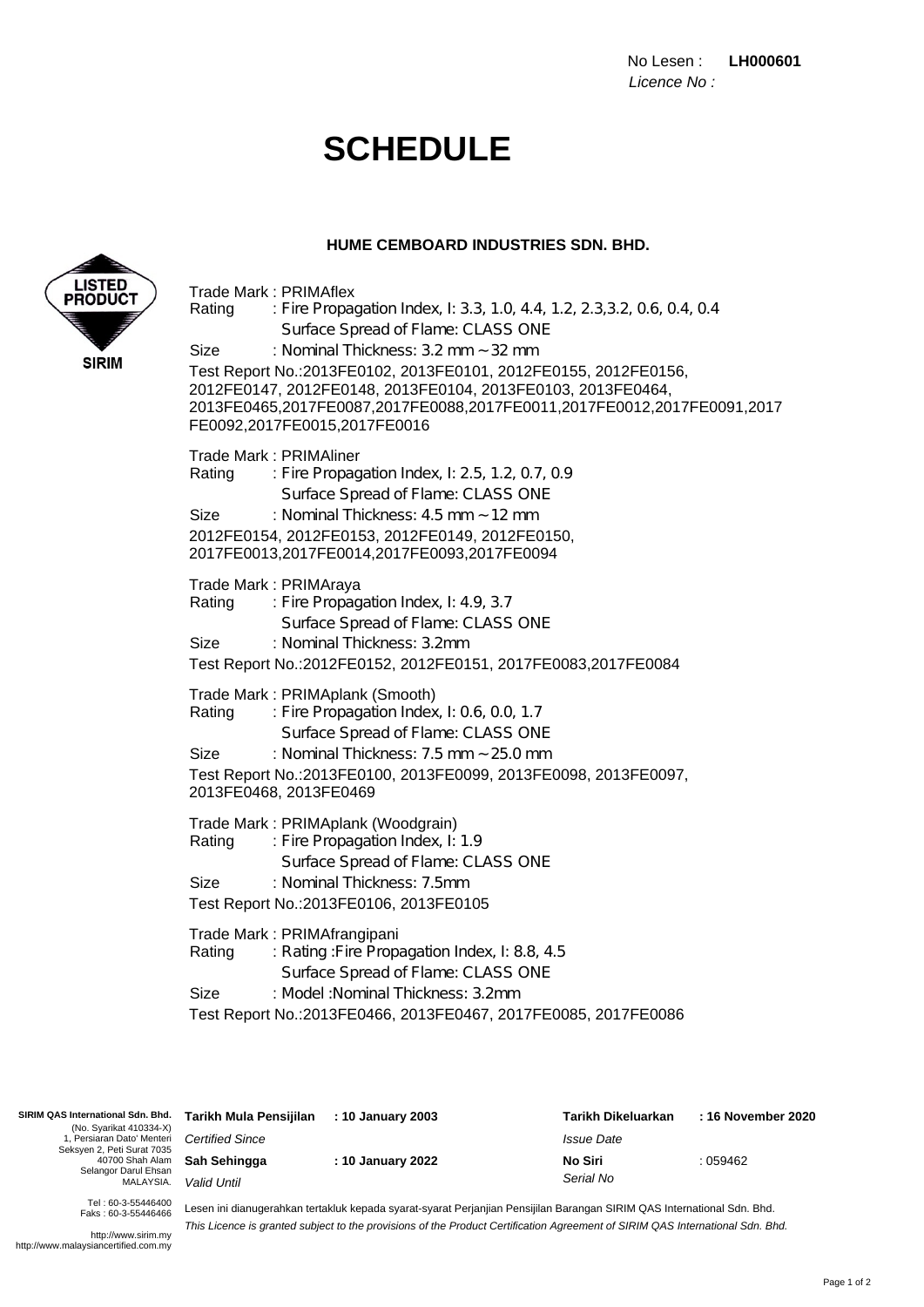No Lesen : **LH000601**
*Licence No :*

# SCHEDULE

**HUME CEMBOARD INDUSTRIES SDN. BHD.**

LISTED PRODUCT
SIRIM

Trade Mark : PRIMAflex
Rating : Fire Propagation Index, I: 3.3, 1.0, 4.4, 1.2, 2.3,3.2, 0.6, 0.4, 0.4
Surface Spread of Flame: CLASS ONE
Size : Nominal Thickness: 3.2 mm ~ 32 mm
Test Report No.:2013FE0102, 2013FE0101, 2012FE0155, 2012FE0156, 2012FE0147, 2012FE0148, 2013FE0104, 2013FE0103, 2013FE0464, 2013FE0465,2017FE0087,2017FE0088,2017FE0011,2017FE0012,2017FE0091,2017FE0092,2017FE0015,2017FE0016

Trade Mark : PRIMAliner
Rating : Fire Propagation Index, I: 2.5, 1.2, 0.7, 0.9
Surface Spread of Flame: CLASS ONE
Size : Nominal Thickness: 4.5 mm ~ 12 mm
2012FE0154, 2012FE0153, 2012FE0149, 2012FE0150, 2017FE0013,2017FE0014,2017FE0093,2017FE0094

Trade Mark : PRIMAraya
Rating : Fire Propagation Index, I: 4.9, 3.7
Surface Spread of Flame: CLASS ONE
Size : Nominal Thickness: 3.2mm
Test Report No.:2012FE0152, 2012FE0151, 2017FE0083,2017FE0084

Trade Mark : PRIMAplank (Smooth)
Rating : Fire Propagation Index, I: 0.6, 0.0, 1.7
Surface Spread of Flame: CLASS ONE
Size : Nominal Thickness: 7.5 mm ~ 25.0 mm
Test Report No.:2013FE0100, 2013FE0099, 2013FE0098, 2013FE0097, 2013FE0468, 2013FE0469

Trade Mark : PRIMAplank (Woodgrain)
Rating : Fire Propagation Index, I: 1.9
Surface Spread of Flame: CLASS ONE
Size : Nominal Thickness: 7.5mm
Test Report No.:2013FE0106, 2013FE0105

Trade Mark : PRIMAfrangipani
Rating : Rating :Fire Propagation Index, I: 8.8, 4.5
Surface Spread of Flame: CLASS ONE
Size : Model :Nominal Thickness: 3.2mm
Test Report No.:2013FE0466, 2013FE0467, 2017FE0085, 2017FE0086

**SIRIM QAS International Sdn. Bhd.**
(No. Syarikat 410334-X)
1, Persiaran Dato' Menteri
Seksyen 2, Peti Surat 7035
40700 Shah Alam
Selangor Darul Ehsan
MALAYSIA.

Tel : 60-3-55446400
Faks : 60-3-55446466

http://www.sirim.my
http://www.malaysiancertified.com.my

| | | | |
|---|---|---|---|
| **Tarikh Mula Pensijilan** *Certified Since* | **: 10 January 2003** | **Tarikh Dikeluarkan** *Issue Date* | **: 16 November 2020** |
| **Sah Sehingga** *Valid Until* | **: 10 January 2022** | **No Siri** *Serial No* | : 059462 |

Lesen ini dianugerahkan tertakluk kepada syarat-syarat Perjanjian Pensijilan Barangan SIRIM QAS International Sdn. Bhd.
*This Licence is granted subject to the provisions of the Product Certification Agreement of SIRIM QAS International Sdn. Bhd.*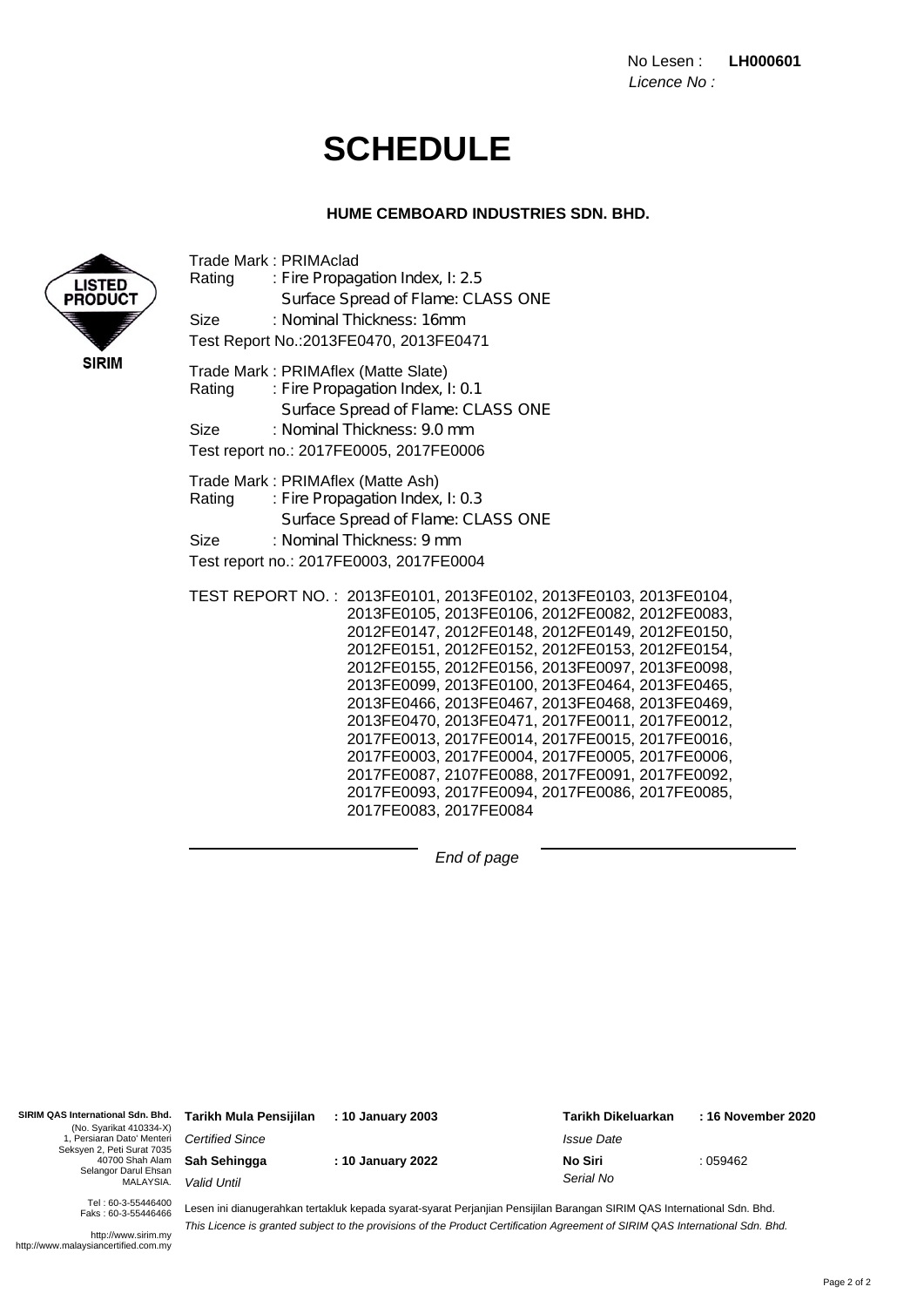No Lesen : **LH000601**
*Licence No :*

# SCHEDULE

**HUME CEMBOARD INDUSTRIES SDN. BHD.**

LISTED PRODUCT
SIRIM

Trade Mark : PRIMAclad
Rating : Fire Propagation Index, I: 2.5
Surface Spread of Flame: CLASS ONE
Size : Nominal Thickness: 16mm
Test Report No.:2013FE0470, 2013FE0471

Trade Mark : PRIMAflex (Matte Slate)
Rating : Fire Propagation Index, I: 0.1
Surface Spread of Flame: CLASS ONE
Size : Nominal Thickness: 9.0 mm
Test report no.: 2017FE0005, 2017FE0006

Trade Mark : PRIMAflex (Matte Ash)
Rating : Fire Propagation Index, I: 0.3
Surface Spread of Flame: CLASS ONE
Size : Nominal Thickness: 9 mm
Test report no.: 2017FE0003, 2017FE0004

TEST REPORT NO. : 2013FE0101, 2013FE0102, 2013FE0103, 2013FE0104, 2013FE0105, 2013FE0106, 2012FE0082, 2012FE0083, 2012FE0147, 2012FE0148, 2012FE0149, 2012FE0150, 2012FE0151, 2012FE0152, 2012FE0153, 2012FE0154, 2012FE0155, 2012FE0156, 2013FE0097, 2013FE0098, 2013FE0099, 2013FE0100, 2013FE0464, 2013FE0465, 2013FE0466, 2013FE0467, 2013FE0468, 2013FE0469, 2013FE0470, 2013FE0471, 2017FE0011, 2017FE0012, 2017FE0013, 2017FE0014, 2017FE0015, 2017FE0016, 2017FE0003, 2017FE0004, 2017FE0005, 2017FE0006, 2017FE0087, 2107FE0088, 2017FE0091, 2017FE0092, 2017FE0093, 2017FE0094, 2017FE0086, 2017FE0085, 2017FE0083, 2017FE0084

*End of page*

**SIRIM QAS International Sdn. Bhd.**
(No. Syarikat 410334-X)
1, Persiaran Dato' Menteri
Seksyen 2, Peti Surat 7035
40700 Shah Alam
Selangor Darul Ehsan
MALAYSIA.

Tel : 60-3-55446400
Faks : 60-3-55446466

http://www.sirim.my
http://www.malaysiancertified.com.my

| | | | |
|---|---|---|---|
| **Tarikh Mula Pensijilan** *Certified Since* | **: 10 January 2003** | **Tarikh Dikeluarkan** *Issue Date* | **: 16 November 2020** |
| **Sah Sehingga** *Valid Until* | **: 10 January 2022** | **No Siri** *Serial No* | : 059462 |

Lesen ini dianugerahkan tertakluk kepada syarat-syarat Perjanjian Pensijilan Barangan SIRIM QAS International Sdn. Bhd.
*This Licence is granted subject to the provisions of the Product Certification Agreement of SIRIM QAS International Sdn. Bhd.*